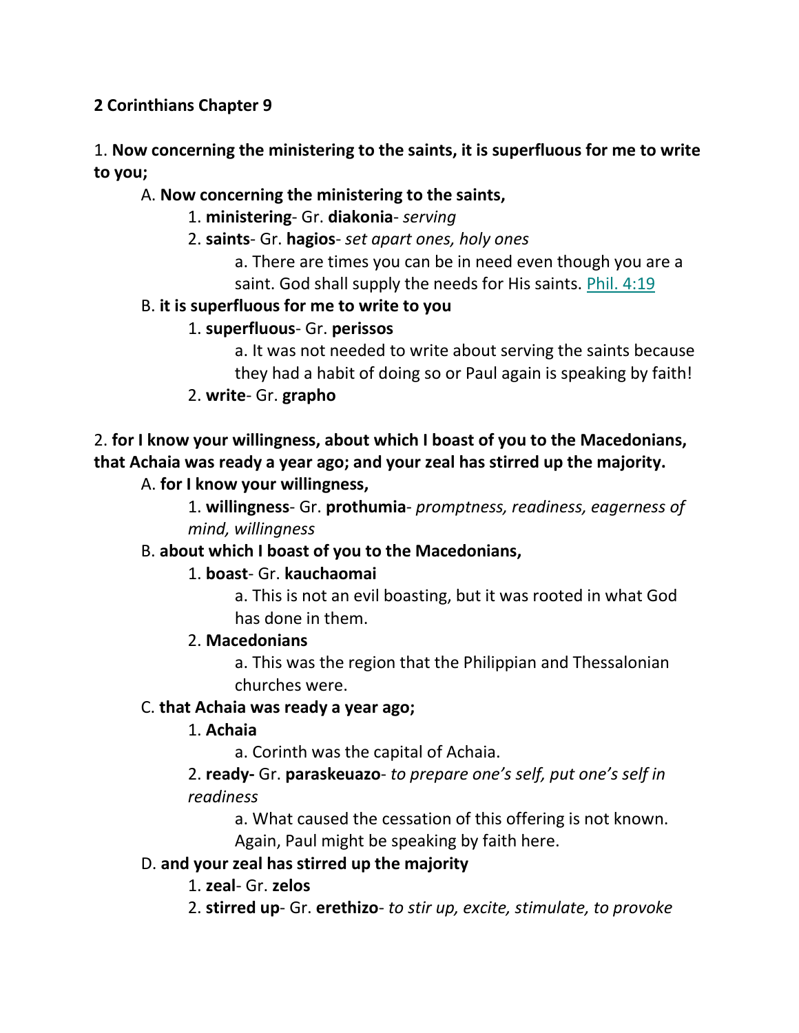**2 Corinthians Chapter 9**

1. **Now concerning the ministering to the saints, it is superfluous for me to write to you;**

   A. **Now concerning the ministering to the saints,**

      1. **ministering**- Gr. **diakonia**- *serving*

      2. **saints**- Gr. **hagios**- *set apart ones, holy ones*

         a. There are times you can be in need even though you are a saint. God shall supply the needs for His saints. Phil. 4:19

   B. **it is superfluous for me to write to you**

      1. **superfluous**- Gr. **perissos**

         a. It was not needed to write about serving the saints because they had a habit of doing so or Paul again is speaking by faith!

      2. **write**- Gr. **grapho**

2. **for I know your willingness, about which I boast of you to the Macedonians, that Achaia was ready a year ago; and your zeal has stirred up the majority.**

   A. **for I know your willingness,**

      1. **willingness**- Gr. **prothumia**- *promptness, readiness, eagerness of mind, willingness*

   B. **about which I boast of you to the Macedonians,**

      1. **boast**- Gr. **kauchaomai**

         a. This is not an evil boasting, but it was rooted in what God has done in them.

      2. **Macedonians**

         a. This was the region that the Philippian and Thessalonian churches were.

   C. **that Achaia was ready a year ago;**

      1. **Achaia**

         a. Corinth was the capital of Achaia.

      2. **ready-** Gr. **paraskeuazo**- *to prepare one's self, put one's self in readiness*

         a. What caused the cessation of this offering is not known. Again, Paul might be speaking by faith here.

   D. **and your zeal has stirred up the majority**

      1. **zeal**- Gr. **zelos**

      2. **stirred up**- Gr. **erethizo**- *to stir up, excite, stimulate, to provoke*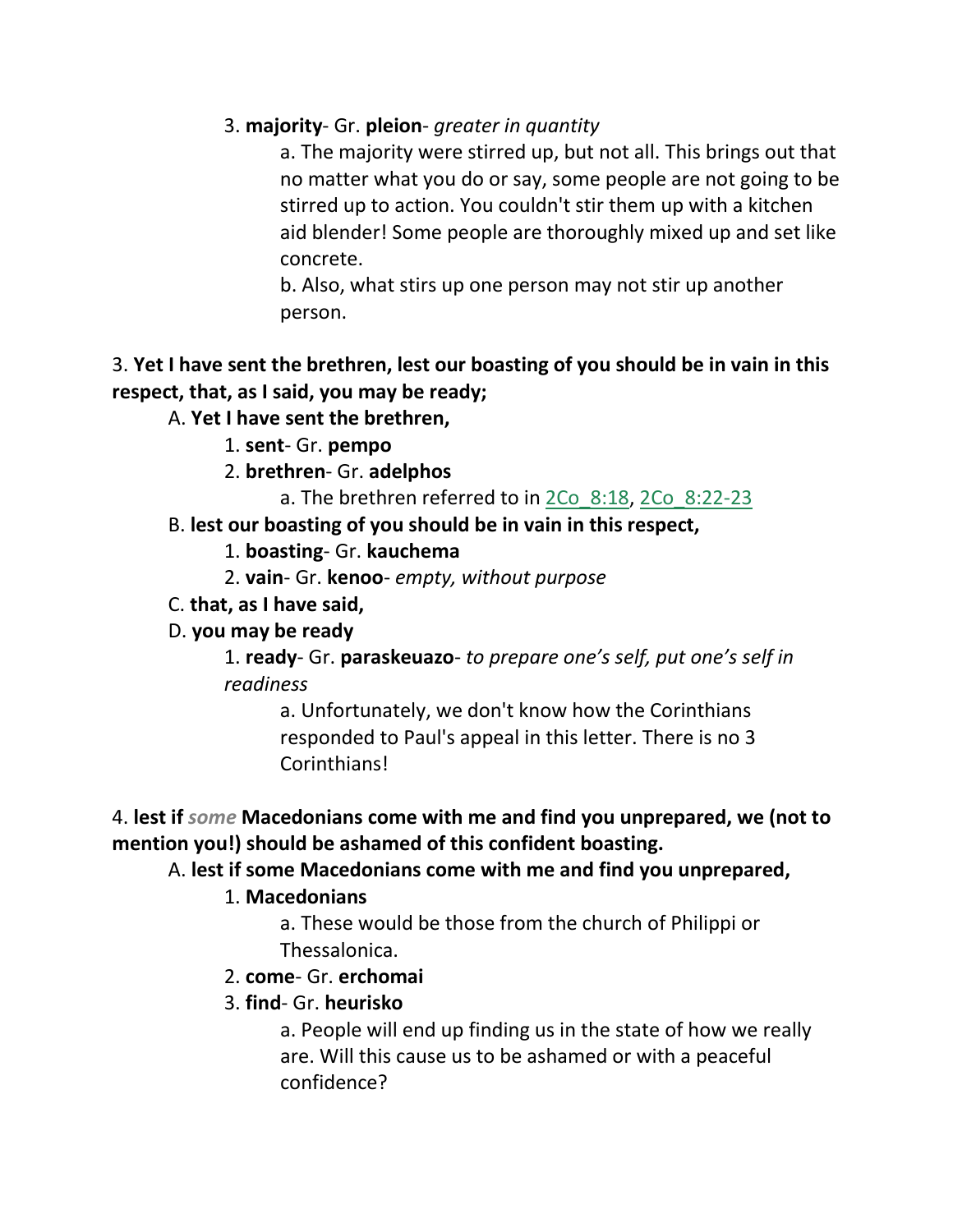3. **majority**- Gr. **pleion**- *greater in quantity*

a. The majority were stirred up, but not all. This brings out that no matter what you do or say, some people are not going to be stirred up to action. You couldn't stir them up with a kitchen aid blender! Some people are thoroughly mixed up and set like concrete.

b. Also, what stirs up one person may not stir up another person.

3. **Yet I have sent the brethren, lest our boasting of you should be in vain in this respect, that, as I said, you may be ready;**

A. **Yet I have sent the brethren,**

1. **sent**- Gr. **pempo**

2. **brethren**- Gr. **adelphos**

a. The brethren referred to in 2Co_8:18, 2Co_8:22-23

B. **lest our boasting of you should be in vain in this respect,**

1. **boasting**- Gr. **kauchema**

2. **vain**- Gr. **kenoo**- *empty, without purpose*

C. **that, as I have said,**

D. **you may be ready**

1. **ready**- Gr. **paraskeuazo**- *to prepare one's self, put one's self in readiness*

a. Unfortunately, we don't know how the Corinthians responded to Paul's appeal in this letter. There is no 3 Corinthians!

4. **lest if** ***some*** **Macedonians come with me and find you unprepared, we (not to mention you!) should be ashamed of this confident boasting.**

A. **lest if some Macedonians come with me and find you unprepared,**

1. **Macedonians**

a. These would be those from the church of Philippi or Thessalonica.

2. **come**- Gr. **erchomai**

3. **find**- Gr. **heurisko**

a. People will end up finding us in the state of how we really are. Will this cause us to be ashamed or with a peaceful confidence?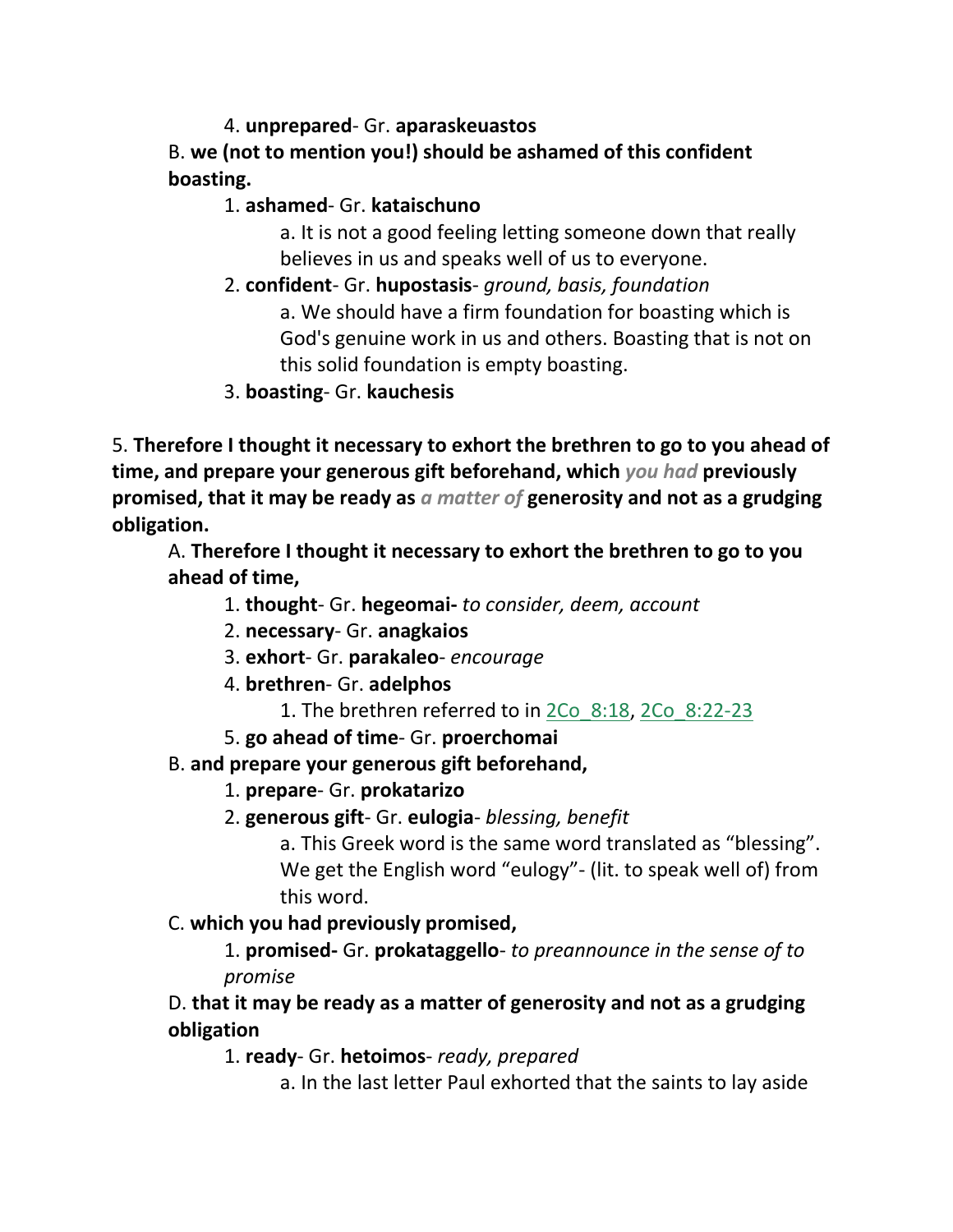4. **unprepared**- Gr. **aparaskeuastos**

B. **we (not to mention you!) should be ashamed of this confident boasting.**

1. **ashamed**- Gr. **kataischuno**

a. It is not a good feeling letting someone down that really believes in us and speaks well of us to everyone.

2. **confident**- Gr. **hupostasis**- *ground, basis, foundation*

a. We should have a firm foundation for boasting which is God's genuine work in us and others. Boasting that is not on this solid foundation is empty boasting.

3. **boasting**- Gr. **kauchesis**

5. **Therefore I thought it necessary to exhort the brethren to go to you ahead of time, and prepare your generous gift beforehand, which** *you had* **previously promised, that it may be ready as** *a matter of* **generosity and not as a grudging obligation.**

A. **Therefore I thought it necessary to exhort the brethren to go to you ahead of time,**

1. **thought**- Gr. **hegeomai-** *to consider, deem, account*

2. **necessary**- Gr. **anagkaios**

3. **exhort**- Gr. **parakaleo**- *encourage*

4. **brethren**- Gr. **adelphos**

1. The brethren referred to in 2Co_8:18, 2Co_8:22-23

5. **go ahead of time**- Gr. **proerchomai**

B. **and prepare your generous gift beforehand,**

1. **prepare**- Gr. **prokatarizo**

2. **generous gift**- Gr. **eulogia**- *blessing, benefit*

a. This Greek word is the same word translated as "blessing". We get the English word "eulogy"- (lit. to speak well of) from this word.

C. **which you had previously promised,**

1. **promised-** Gr. **prokataggello**- *to preannounce in the sense of to promise*

D. **that it may be ready as a matter of generosity and not as a grudging obligation**

1. **ready**- Gr. **hetoimos**- *ready, prepared*

a. In the last letter Paul exhorted that the saints to lay aside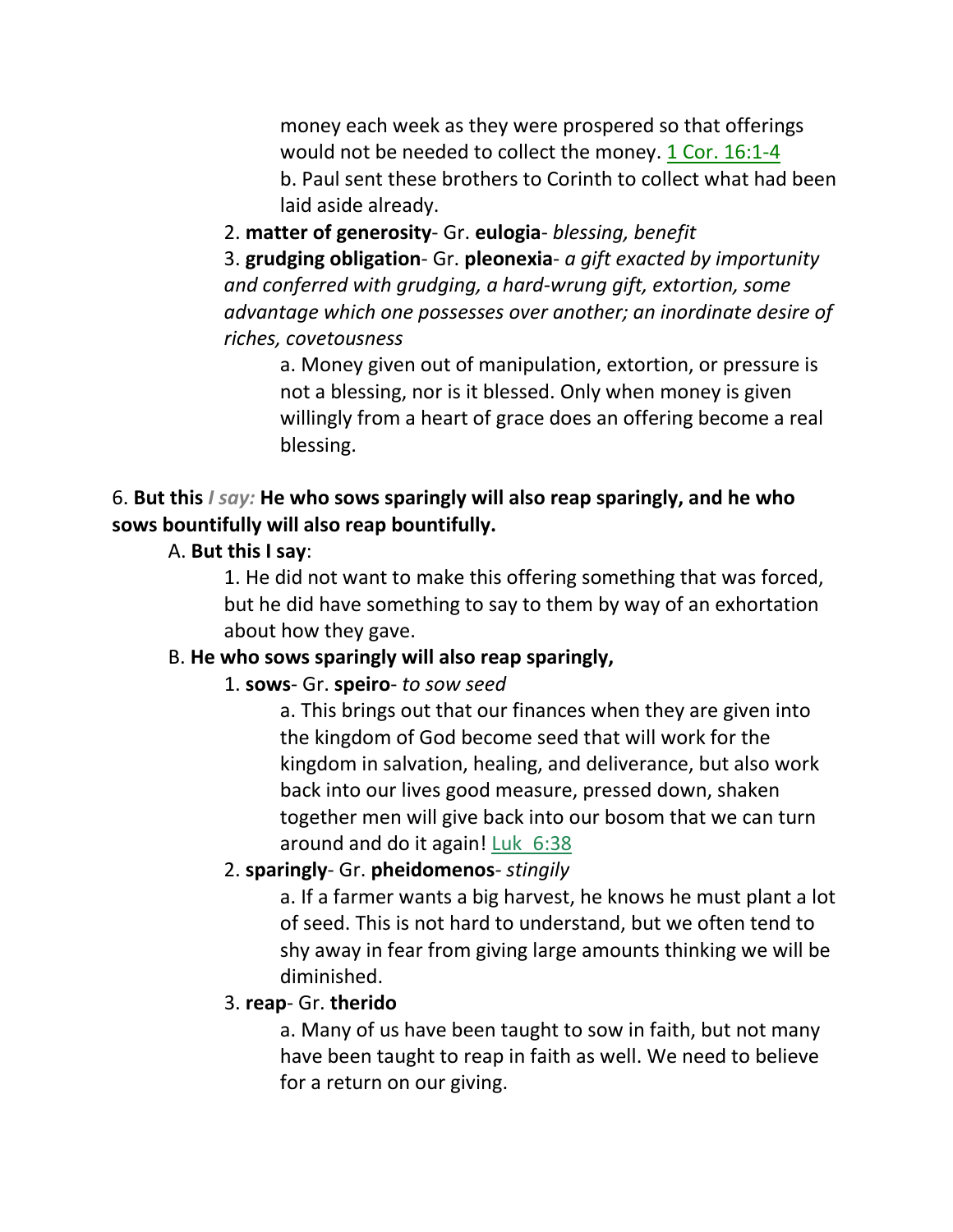money each week as they were prospered so that offerings would not be needed to collect the money. 1 Cor. 16:1-4

b. Paul sent these brothers to Corinth to collect what had been laid aside already.

2. **matter of generosity**- Gr. **eulogia**- *blessing, benefit*

3. **grudging obligation**- Gr. **pleonexia**- *a gift exacted by importunity and conferred with grudging, a hard-wrung gift, extortion, some advantage which one possesses over another; an inordinate desire of riches, covetousness*

a. Money given out of manipulation, extortion, or pressure is not a blessing, nor is it blessed. Only when money is given willingly from a heart of grace does an offering become a real blessing.

6. **But this *I say:* He who sows sparingly will also reap sparingly, and he who sows bountifully will also reap bountifully.**

A. **But this I say**:

1. He did not want to make this offering something that was forced, but he did have something to say to them by way of an exhortation about how they gave.

B. **He who sows sparingly will also reap sparingly,**

1. **sows**- Gr. **speiro**- *to sow seed*

a. This brings out that our finances when they are given into the kingdom of God become seed that will work for the kingdom in salvation, healing, and deliverance, but also work back into our lives good measure, pressed down, shaken together men will give back into our bosom that we can turn around and do it again! Luk 6:38

2. **sparingly**- Gr. **pheidomenos**- *stingily*

a. If a farmer wants a big harvest, he knows he must plant a lot of seed. This is not hard to understand, but we often tend to shy away in fear from giving large amounts thinking we will be diminished.

3. **reap**- Gr. **therido**

a. Many of us have been taught to sow in faith, but not many have been taught to reap in faith as well. We need to believe for a return on our giving.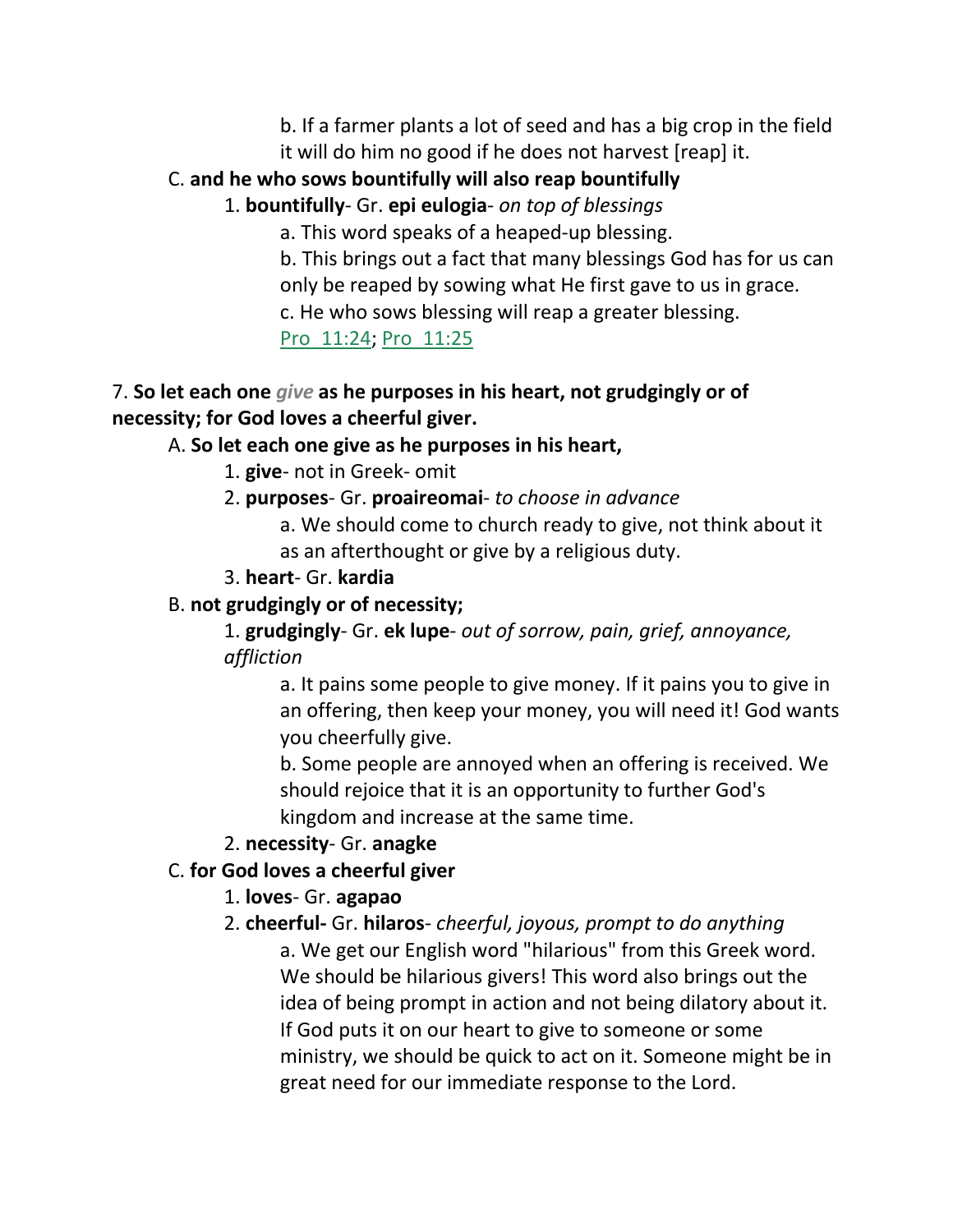b. If a farmer plants a lot of seed and has a big crop in the field it will do him no good if he does not harvest [reap] it.

C. **and he who sows bountifully will also reap bountifully**

1. **bountifully**- Gr. **epi eulogia**- *on top of blessings*

a. This word speaks of a heaped-up blessing.

b. This brings out a fact that many blessings God has for us can only be reaped by sowing what He first gave to us in grace.

c. He who sows blessing will reap a greater blessing. Pro_11:24; Pro_11:25

7. **So let each one** ***give*** **as he purposes in his heart, not grudgingly or of necessity; for God loves a cheerful giver.**

A. **So let each one give as he purposes in his heart,**

1. **give**- not in Greek- omit

2. **purposes**- Gr. **proaireomai**- *to choose in advance*

a. We should come to church ready to give, not think about it as an afterthought or give by a religious duty.

3. **heart**- Gr. **kardia**

B. **not grudgingly or of necessity;**

1. **grudgingly**- Gr. **ek lupe**- *out of sorrow, pain, grief, annoyance, affliction*

a. It pains some people to give money. If it pains you to give in an offering, then keep your money, you will need it! God wants you cheerfully give.

b. Some people are annoyed when an offering is received. We should rejoice that it is an opportunity to further God's kingdom and increase at the same time.

2. **necessity**- Gr. **anagke**

C. **for God loves a cheerful giver**

1. **loves**- Gr. **agapao**

2. **cheerful-** Gr. **hilaros**- *cheerful, joyous, prompt to do anything*

a. We get our English word "hilarious" from this Greek word. We should be hilarious givers! This word also brings out the idea of being prompt in action and not being dilatory about it. If God puts it on our heart to give to someone or some ministry, we should be quick to act on it. Someone might be in great need for our immediate response to the Lord.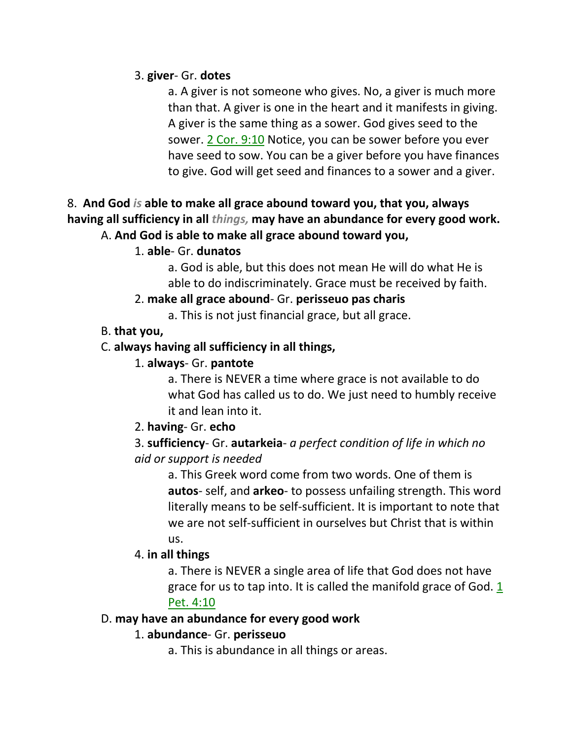3. **giver**- Gr. **dotes**

a. A giver is not someone who gives. No, a giver is much more than that. A giver is one in the heart and it manifests in giving. A giver is the same thing as a sower. God gives seed to the sower. 2 Cor. 9:10 Notice, you can be sower before you ever have seed to sow. You can be a giver before you have finances to give. God will get seed and finances to a sower and a giver.

8. **And God *is* able to make all grace abound toward you, that you, always having all sufficiency in all *things,* may have an abundance for every good work.**

A. **And God is able to make all grace abound toward you,**

1. **able**- Gr. **dunatos**

a. God is able, but this does not mean He will do what He is able to do indiscriminately. Grace must be received by faith.

2. **make all grace abound**- Gr. **perisseuo pas charis**

a. This is not just financial grace, but all grace.

B. **that you,**

C. **always having all sufficiency in all things,**

1. **always**- Gr. **pantote**

a. There is NEVER a time where grace is not available to do what God has called us to do. We just need to humbly receive it and lean into it.

2. **having**- Gr. **echo**

3. **sufficiency**- Gr. **autarkeia**- *a perfect condition of life in which no aid or support is needed*

a. This Greek word come from two words. One of them is **autos**- self, and **arkeo**- to possess unfailing strength. This word literally means to be self-sufficient. It is important to note that we are not self-sufficient in ourselves but Christ that is within us.

4. **in all things**

a. There is NEVER a single area of life that God does not have grace for us to tap into. It is called the manifold grace of God. 1 Pet. 4:10

D. **may have an abundance for every good work**

1. **abundance**- Gr. **perisseuo**

a. This is abundance in all things or areas.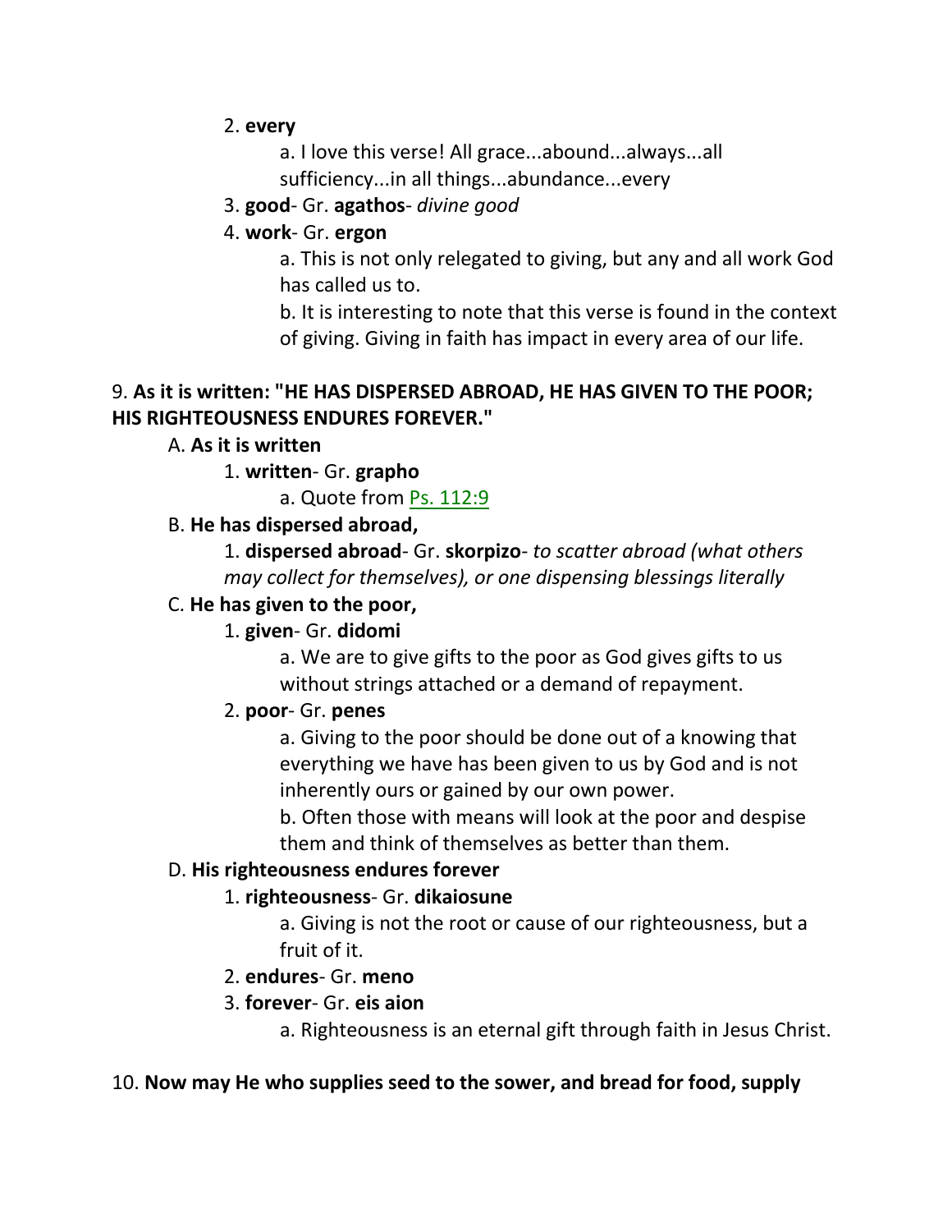2. **every**

a. I love this verse! All grace...abound...always...all sufficiency...in all things...abundance...every

3. **good**- Gr. **agathos**- *divine good*

4. **work**- Gr. **ergon**

a. This is not only relegated to giving, but any and all work God has called us to.

b. It is interesting to note that this verse is found in the context of giving. Giving in faith has impact in every area of our life.

9. **As it is written: "HE HAS DISPERSED ABROAD, HE HAS GIVEN TO THE POOR; HIS RIGHTEOUSNESS ENDURES FOREVER."**

A. **As it is written**

1. **written**- Gr. **grapho**

a. Quote from Ps. 112:9

B. **He has dispersed abroad,**

1. **dispersed abroad**- Gr. **skorpizo**- *to scatter abroad (what others may collect for themselves), or one dispensing blessings literally*

C. **He has given to the poor,**

1. **given**- Gr. **didomi**

a. We are to give gifts to the poor as God gives gifts to us without strings attached or a demand of repayment.

2. **poor**- Gr. **penes**

a. Giving to the poor should be done out of a knowing that everything we have has been given to us by God and is not inherently ours or gained by our own power.

b. Often those with means will look at the poor and despise them and think of themselves as better than them.

D. **His righteousness endures forever**

1. **righteousness**- Gr. **dikaiosune**

a. Giving is not the root or cause of our righteousness, but a fruit of it.

2. **endures**- Gr. **meno**

3. **forever**- Gr. **eis aion**

a. Righteousness is an eternal gift through faith in Jesus Christ.

10. **Now may He who supplies seed to the sower, and bread for food, supply**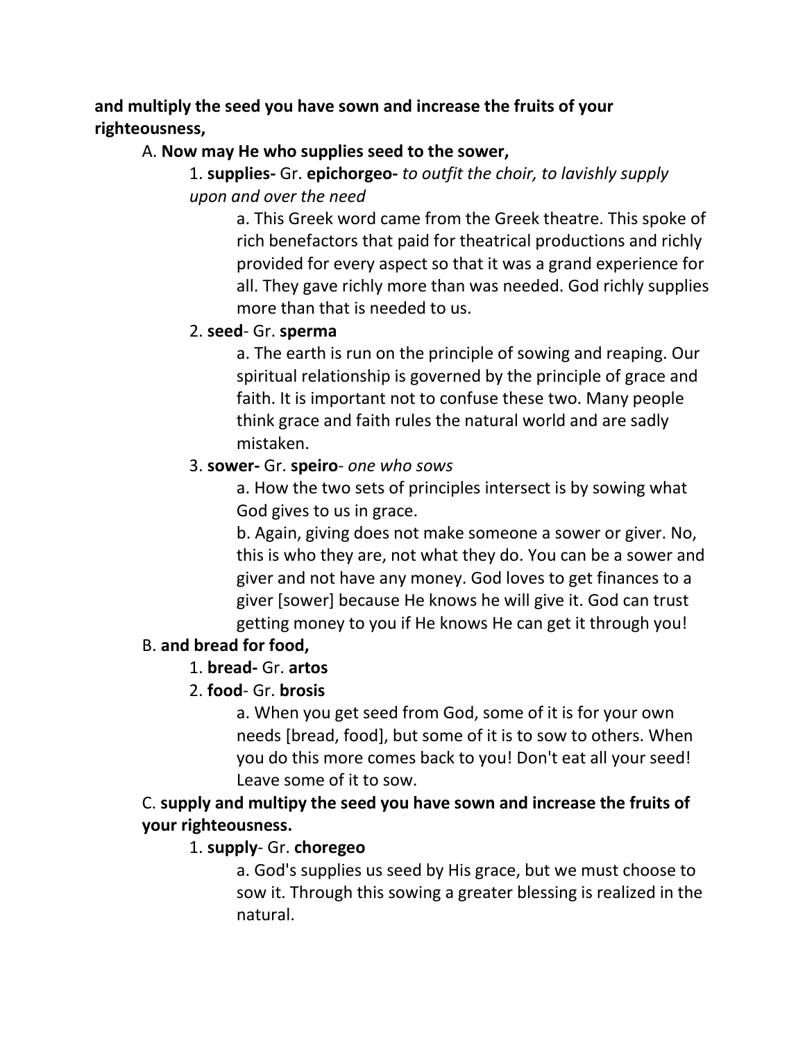**and multiply the seed you have sown and increase the fruits of your righteousness,**

A. **Now may He who supplies seed to the sower,**

1. **supplies-** Gr. **epichorgeo-** *to outfit the choir, to lavishly supply upon and over the need*

    a. This Greek word came from the Greek theatre. This spoke of rich benefactors that paid for theatrical productions and richly provided for every aspect so that it was a grand experience for all. They gave richly more than was needed. God richly supplies more than that is needed to us.

2. **seed**- Gr. **sperma**

    a. The earth is run on the principle of sowing and reaping. Our spiritual relationship is governed by the principle of grace and faith. It is important not to confuse these two. Many people think grace and faith rules the natural world and are sadly mistaken.

3. **sower-** Gr. **speiro**- *one who sows*

    a. How the two sets of principles intersect is by sowing what God gives to us in grace.

    b. Again, giving does not make someone a sower or giver. No, this is who they are, not what they do. You can be a sower and giver and not have any money. God loves to get finances to a giver [sower] because He knows he will give it. God can trust getting money to you if He knows He can get it through you!

B. **and bread for food,**

1. **bread-** Gr. **artos**

2. **food**- Gr. **brosis**

    a. When you get seed from God, some of it is for your own needs [bread, food], but some of it is to sow to others. When you do this more comes back to you! Don't eat all your seed! Leave some of it to sow.

C. **supply and multipy the seed you have sown and increase the fruits of your righteousness.**

1. **supply**- Gr. **choregeo**

    a. God's supplies us seed by His grace, but we must choose to sow it. Through this sowing a greater blessing is realized in the natural.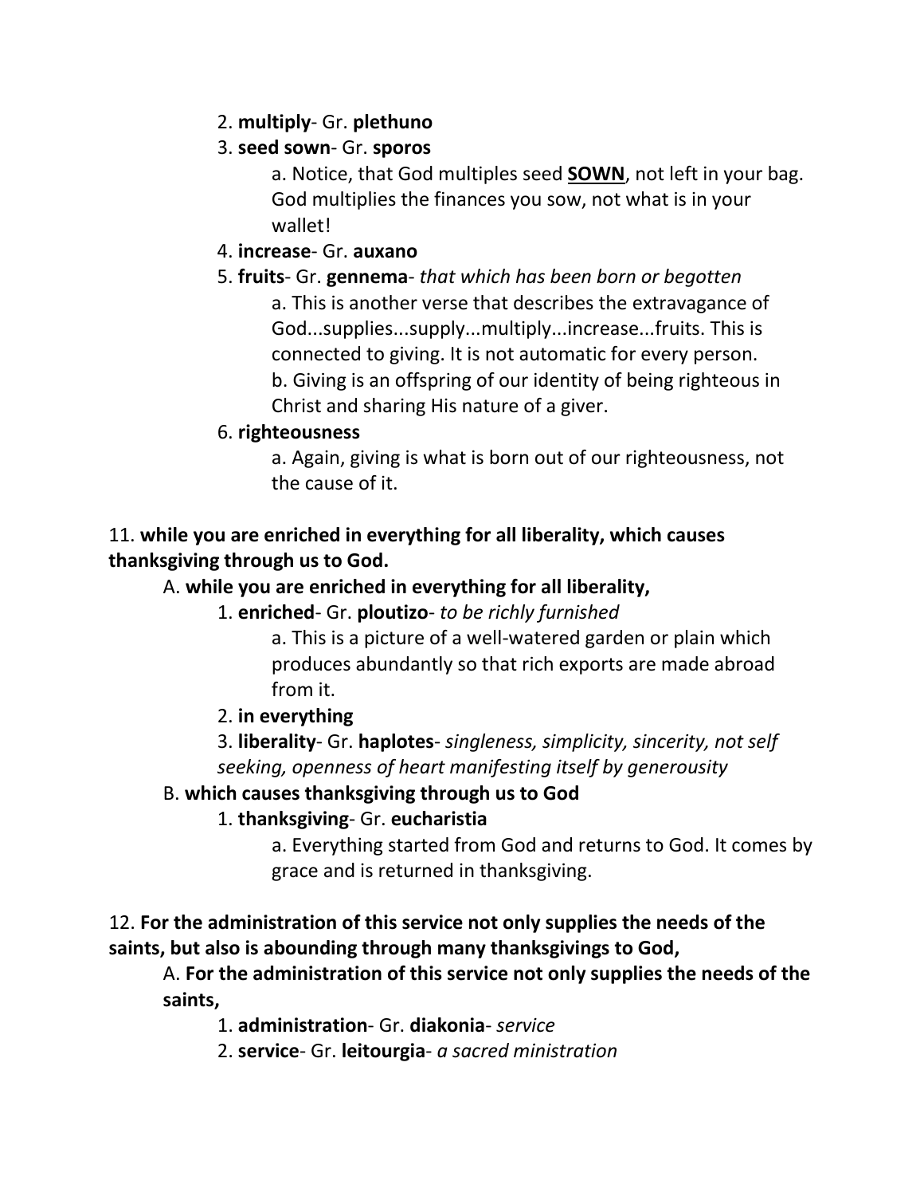2. **multiply**- Gr. **plethuno**

3. **seed sown**- Gr. **sporos**

a. Notice, that God multiples seed <u>**SOWN**</u>, not left in your bag. God multiplies the finances you sow, not what is in your wallet!

4. **increase**- Gr. **auxano**

5. **fruits**- Gr. **gennema**- *that which has been born or begotten*

a. This is another verse that describes the extravagance of God...supplies...supply...multiply...increase...fruits. This is connected to giving. It is not automatic for every person.

b. Giving is an offspring of our identity of being righteous in Christ and sharing His nature of a giver.

6. **righteousness**

a. Again, giving is what is born out of our righteousness, not the cause of it.

11. **while you are enriched in everything for all liberality, which causes thanksgiving through us to God.**

A. **while you are enriched in everything for all liberality,**

1. **enriched**- Gr. **ploutizo**- *to be richly furnished*

a. This is a picture of a well-watered garden or plain which produces abundantly so that rich exports are made abroad from it.

2. **in everything**

3. **liberality**- Gr. **haplotes**- *singleness, simplicity, sincerity, not self seeking, openness of heart manifesting itself by generousity*

B. **which causes thanksgiving through us to God**

1. **thanksgiving**- Gr. **eucharistia**

a. Everything started from God and returns to God. It comes by grace and is returned in thanksgiving.

12. **For the administration of this service not only supplies the needs of the saints, but also is abounding through many thanksgivings to God,**

A. **For the administration of this service not only supplies the needs of the saints,**

1. **administration**- Gr. **diakonia**- *service*

2. **service**- Gr. **leitourgia**- *a sacred ministration*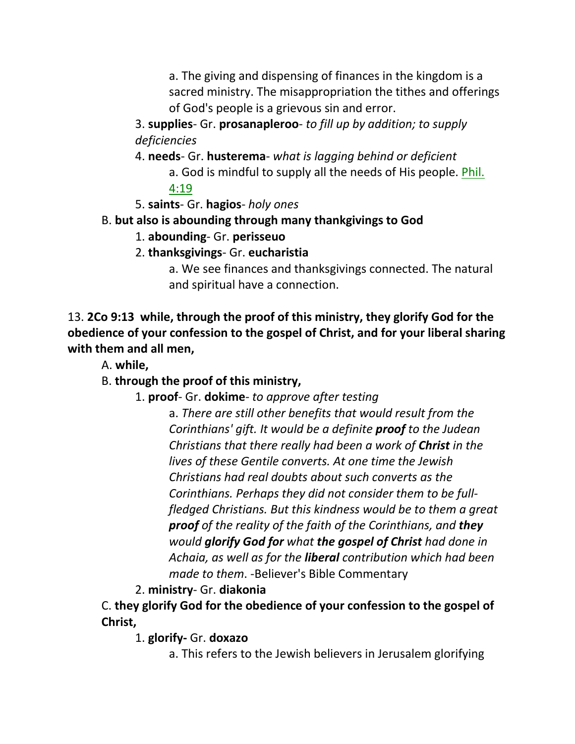a. The giving and dispensing of finances in the kingdom is a sacred ministry. The misappropriation the tithes and offerings of God's people is a grievous sin and error.

3. **supplies**- Gr. **prosanapleroo**- *to fill up by addition; to supply deficiencies*

4. **needs**- Gr. **husterema**- *what is lagging behind or deficient*

a. God is mindful to supply all the needs of His people. Phil. 4:19

5. **saints**- Gr. **hagios**- *holy ones*

B. **but also is abounding through many thankgivings to God**

1. **abounding**- Gr. **perisseuo**

2. **thanksgivings**- Gr. **eucharistia**

a. We see finances and thanksgivings connected. The natural and spiritual have a connection.

13. **2Co 9:13 while, through the proof of this ministry, they glorify God for the obedience of your confession to the gospel of Christ, and for your liberal sharing with them and all men,**

A. **while,**

B. **through the proof of this ministry,**

1. **proof**- Gr. **dokime**- *to approve after testing*

a. *There are still other benefits that would result from the Corinthians' gift. It would be a definite **proof** to the Judean Christians that there really had been a work of **Christ** in the lives of these Gentile converts. At one time the Jewish Christians had real doubts about such converts as the Corinthians. Perhaps they did not consider them to be full-fledged Christians. But this kindness would be to them a great **proof** of the reality of the faith of the Corinthians, and **they** would **glorify God for** what **the gospel of Christ** had done in Achaia, as well as for the **liberal** contribution which had been made to them*. -Believer's Bible Commentary

2. **ministry**- Gr. **diakonia**

C. **they glorify God for the obedience of your confession to the gospel of Christ,**

1. **glorify-** Gr. **doxazo**

a. This refers to the Jewish believers in Jerusalem glorifying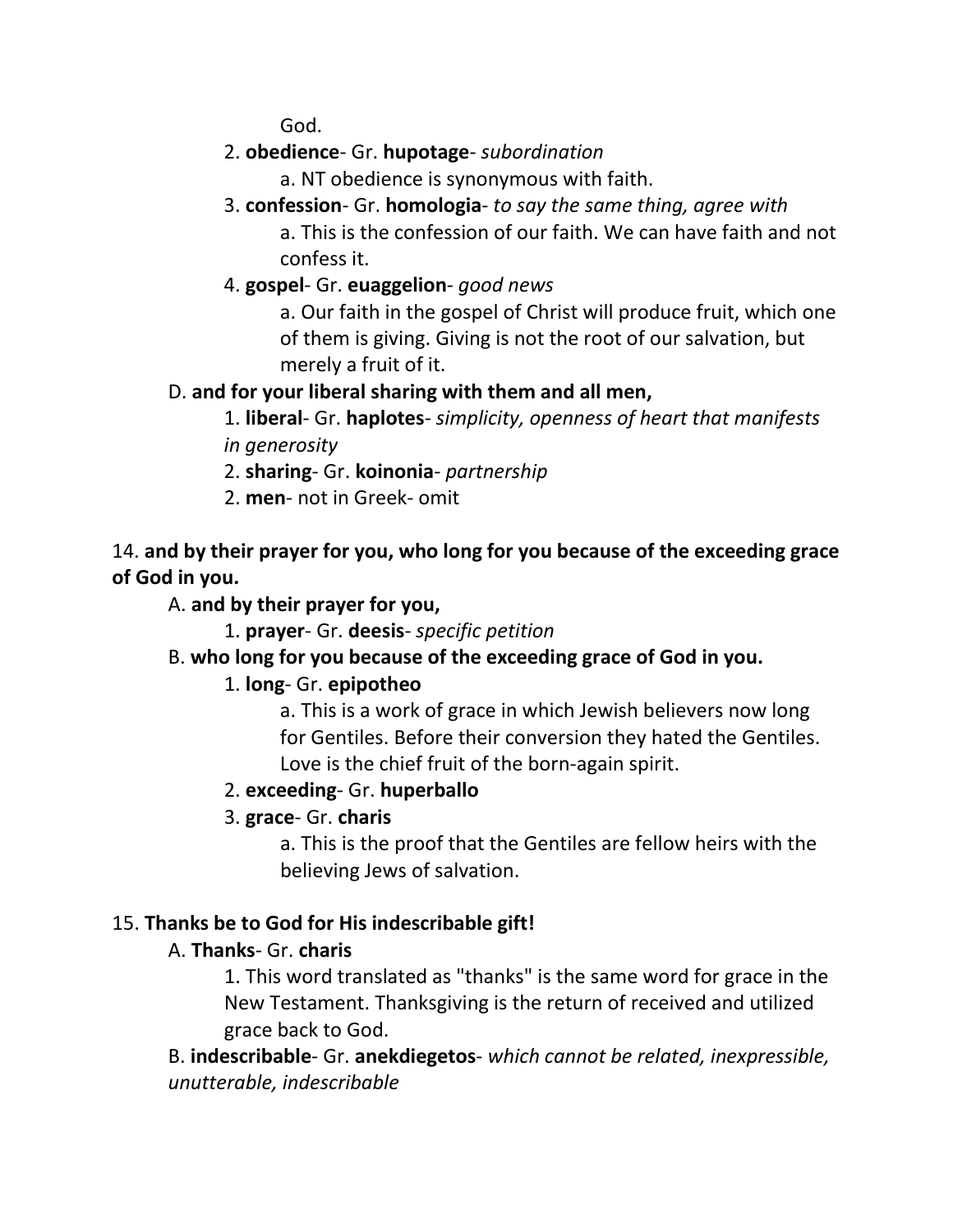God.

2. **obedience**- Gr. **hupotage**- *subordination*

a. NT obedience is synonymous with faith.

3. **confession**- Gr. **homologia**- *to say the same thing, agree with*

a. This is the confession of our faith. We can have faith and not confess it.

4. **gospel**- Gr. **euaggelion**- *good news*

a. Our faith in the gospel of Christ will produce fruit, which one of them is giving. Giving is not the root of our salvation, but merely a fruit of it.

D. **and for your liberal sharing with them and all men,**

1. **liberal**- Gr. **haplotes**- *simplicity, openness of heart that manifests in generosity*

2. **sharing**- Gr. **koinonia**- *partnership*

2. **men**- not in Greek- omit

14. **and by their prayer for you, who long for you because of the exceeding grace of God in you.**

A. **and by their prayer for you,**

1. **prayer**- Gr. **deesis**- *specific petition*

B. **who long for you because of the exceeding grace of God in you.**

1. **long**- Gr. **epipotheo**

a. This is a work of grace in which Jewish believers now long for Gentiles. Before their conversion they hated the Gentiles. Love is the chief fruit of the born-again spirit.

2. **exceeding**- Gr. **huperballo**

3. **grace**- Gr. **charis**

a. This is the proof that the Gentiles are fellow heirs with the believing Jews of salvation.

15. **Thanks be to God for His indescribable gift!**

A. **Thanks**- Gr. **charis**

1. This word translated as "thanks" is the same word for grace in the New Testament. Thanksgiving is the return of received and utilized grace back to God.

B. **indescribable**- Gr. **anekdiegetos**- *which cannot be related, inexpressible, unutterable, indescribable*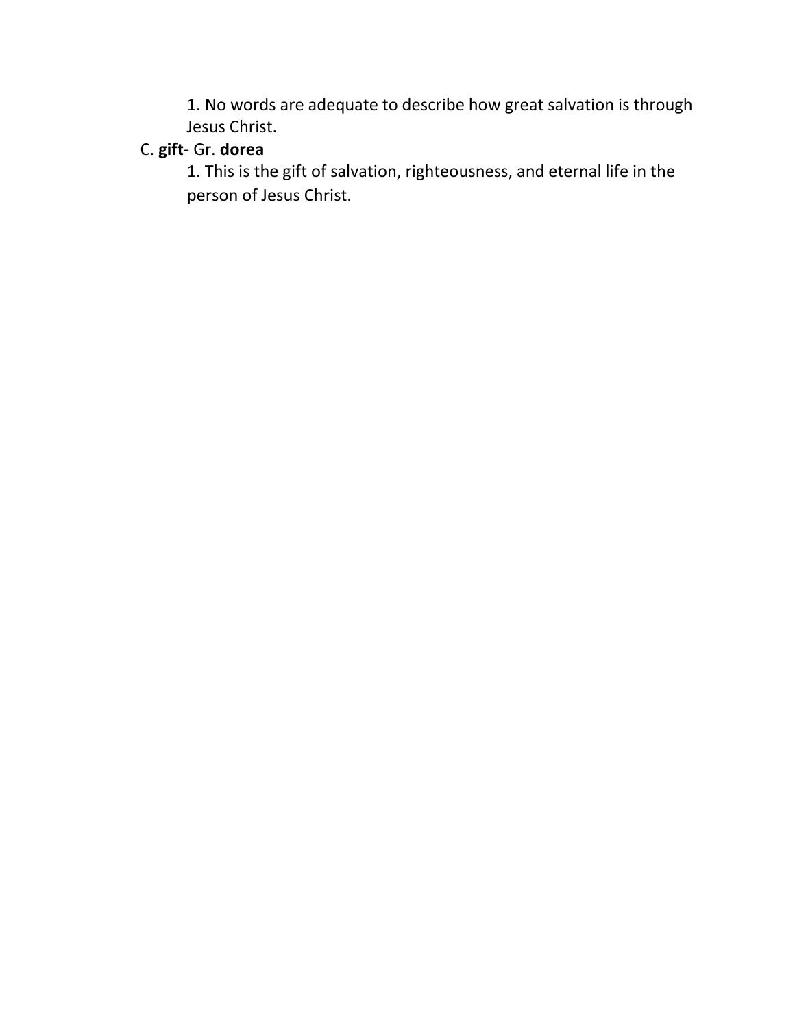1. No words are adequate to describe how great salvation is through Jesus Christ.

C. **gift**- Gr. **dorea**

1. This is the gift of salvation, righteousness, and eternal life in the person of Jesus Christ.